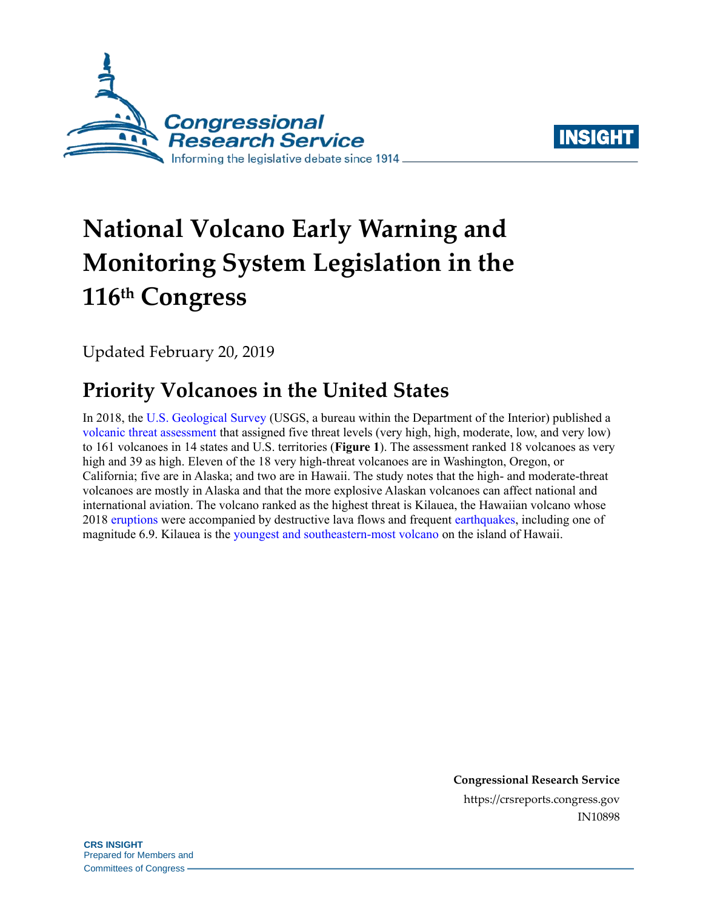# National Volcano Early Warning and Monitoring System Legislation in the 116th Congress

Updated February 20, 2019

## Priority Volcanoes in the United States

In 2018, the U.S. Geological Survey (USGS, a bureau within the Department of the Interior) published a volcanic threat assessment that assigned five threat levels (very high, high, moderate, low, and very low) to 161 volcanoes in 14 states and U.S. territories (**Figure 1**). The assessment ranked 18 volcanoes as very high and 39 as high. Eleven of the 18 very high-threat volcanoes are in Washington, Oregon, or California; five are in Alaska; and two are in Hawaii. The study notes that the high- and moderate-threat volcanoes are mostly in Alaska and that the more explosive Alaskan volcanoes can affect national and international aviation. The volcano ranked as the highest threat is Kilauea, the Hawaiian volcano whose 2018 eruptions were accompanied by destructive lava flows and frequent earthquakes, including one of magnitude 6.9. Kilauea is the youngest and southeastern-most volcano on the island of Hawaii.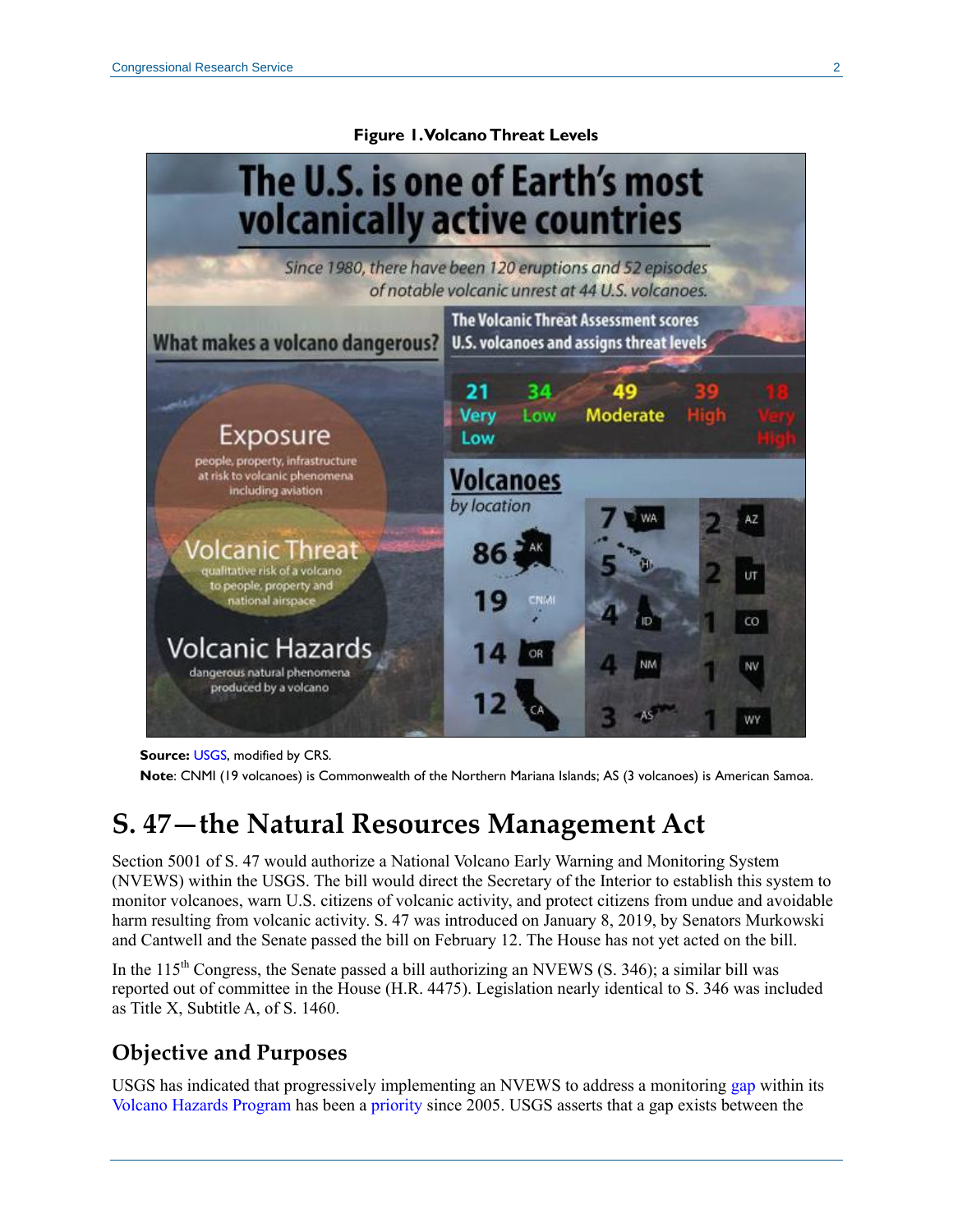**Figure 1. Volcano Threat Levels**

**Source:** USGS, modified by CRS.

**Note**: CNMI (19 volcanoes) is Commonwealth of the Northern Mariana Islands; AS (3 volcanoes) is American Samoa.

# S. 47—the Natural Resources Management Act

Section 5001 of S. 47 would authorize a National Volcano Early Warning and Monitoring System (NVEWS) within the USGS. The bill would direct the Secretary of the Interior to establish this system to monitor volcanoes, warn U.S. citizens of volcanic activity, and protect citizens from undue and avoidable harm resulting from volcanic activity. S. 47 was introduced on January 8, 2019, by Senators Murkowski and Cantwell and the Senate passed the bill on February 12. The House has not yet acted on the bill.

In the 115th Congress, the Senate passed a bill authorizing an NVEWS (S. 346); a similar bill was reported out of committee in the House (H.R. 4475). Legislation nearly identical to S. 346 was included as Title X, Subtitle A, of S. 1460.

## Objective and Purposes

USGS has indicated that progressively implementing an NVEWS to address a monitoring gap within its Volcano Hazards Program has been a priority since 2005. USGS asserts that a gap exists between the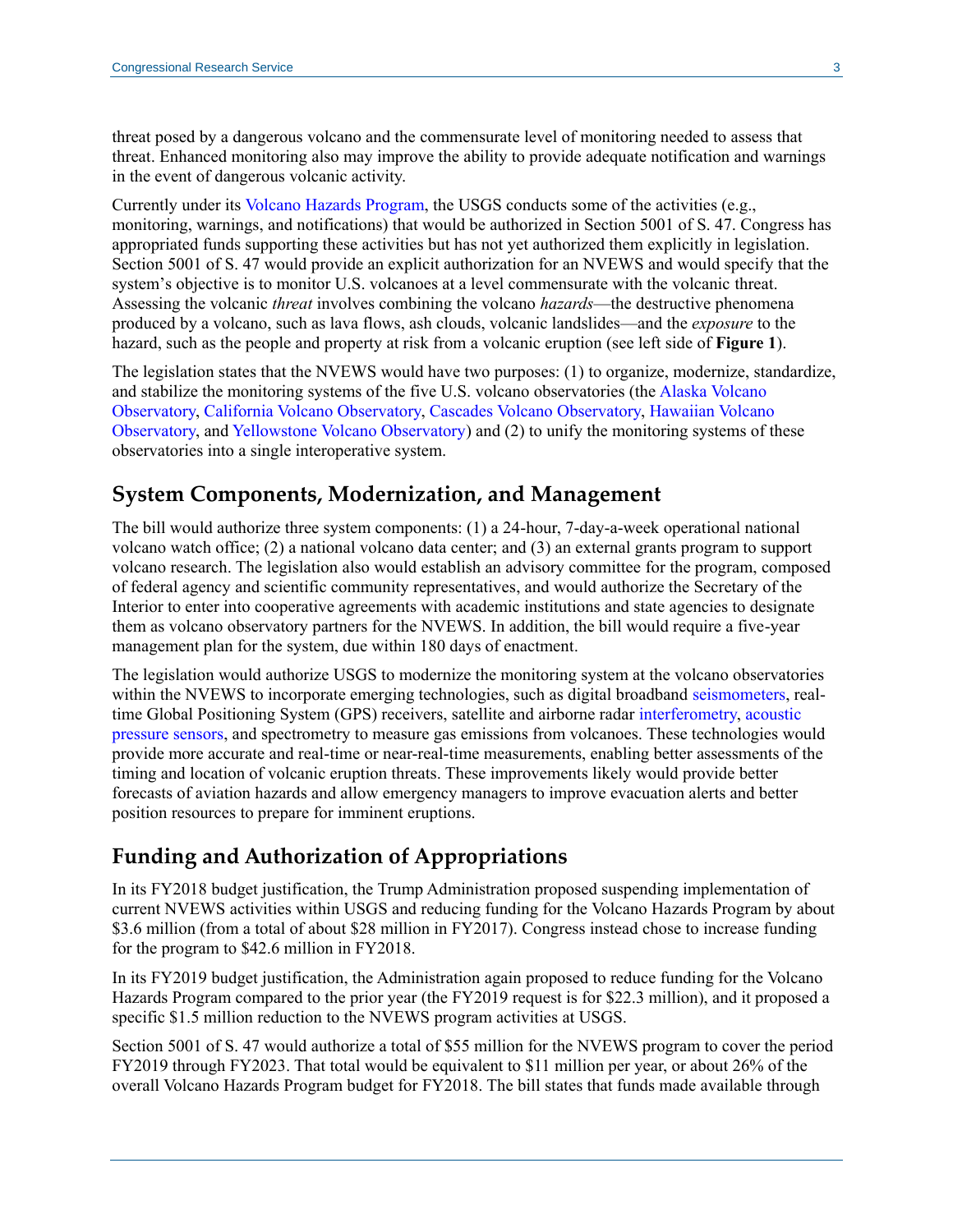threat posed by a dangerous volcano and the commensurate level of monitoring needed to assess that threat. Enhanced monitoring also may improve the ability to provide adequate notification and warnings in the event of dangerous volcanic activity.

Currently under its Volcano Hazards Program, the USGS conducts some of the activities (e.g., monitoring, warnings, and notifications) that would be authorized in Section 5001 of S. 47. Congress has appropriated funds supporting these activities but has not yet authorized them explicitly in legislation. Section 5001 of S. 47 would provide an explicit authorization for an NVEWS and would specify that the system's objective is to monitor U.S. volcanoes at a level commensurate with the volcanic threat. Assessing the volcanic *threat* involves combining the volcano *hazards*—the destructive phenomena produced by a volcano, such as lava flows, ash clouds, volcanic landslides—and the *exposure* to the hazard, such as the people and property at risk from a volcanic eruption (see left side of **Figure 1**).

The legislation states that the NVEWS would have two purposes: (1) to organize, modernize, standardize, and stabilize the monitoring systems of the five U.S. volcano observatories (the Alaska Volcano Observatory, California Volcano Observatory, Cascades Volcano Observatory, Hawaiian Volcano Observatory, and Yellowstone Volcano Observatory) and (2) to unify the monitoring systems of these observatories into a single interoperative system.

## System Components, Modernization, and Management

The bill would authorize three system components: (1) a 24-hour, 7-day-a-week operational national volcano watch office; (2) a national volcano data center; and (3) an external grants program to support volcano research. The legislation also would establish an advisory committee for the program, composed of federal agency and scientific community representatives, and would authorize the Secretary of the Interior to enter into cooperative agreements with academic institutions and state agencies to designate them as volcano observatory partners for the NVEWS. In addition, the bill would require a five-year management plan for the system, due within 180 days of enactment.

The legislation would authorize USGS to modernize the monitoring system at the volcano observatories within the NVEWS to incorporate emerging technologies, such as digital broadband seismometers, real-time Global Positioning System (GPS) receivers, satellite and airborne radar interferometry, acoustic pressure sensors, and spectrometry to measure gas emissions from volcanoes. These technologies would provide more accurate and real-time or near-real-time measurements, enabling better assessments of the timing and location of volcanic eruption threats. These improvements likely would provide better forecasts of aviation hazards and allow emergency managers to improve evacuation alerts and better position resources to prepare for imminent eruptions.

## Funding and Authorization of Appropriations

In its FY2018 budget justification, the Trump Administration proposed suspending implementation of current NVEWS activities within USGS and reducing funding for the Volcano Hazards Program by about $3.6 million (from a total of about $28 million in FY2017). Congress instead chose to increase funding for the program to $42.6 million in FY2018.

In its FY2019 budget justification, the Administration again proposed to reduce funding for the Volcano Hazards Program compared to the prior year (the FY2019 request is for $22.3 million), and it proposed a specific $1.5 million reduction to the NVEWS program activities at USGS.

Section 5001 of S. 47 would authorize a total of $55 million for the NVEWS program to cover the period FY2019 through FY2023. That total would be equivalent to $11 million per year, or about 26% of the overall Volcano Hazards Program budget for FY2018. The bill states that funds made available through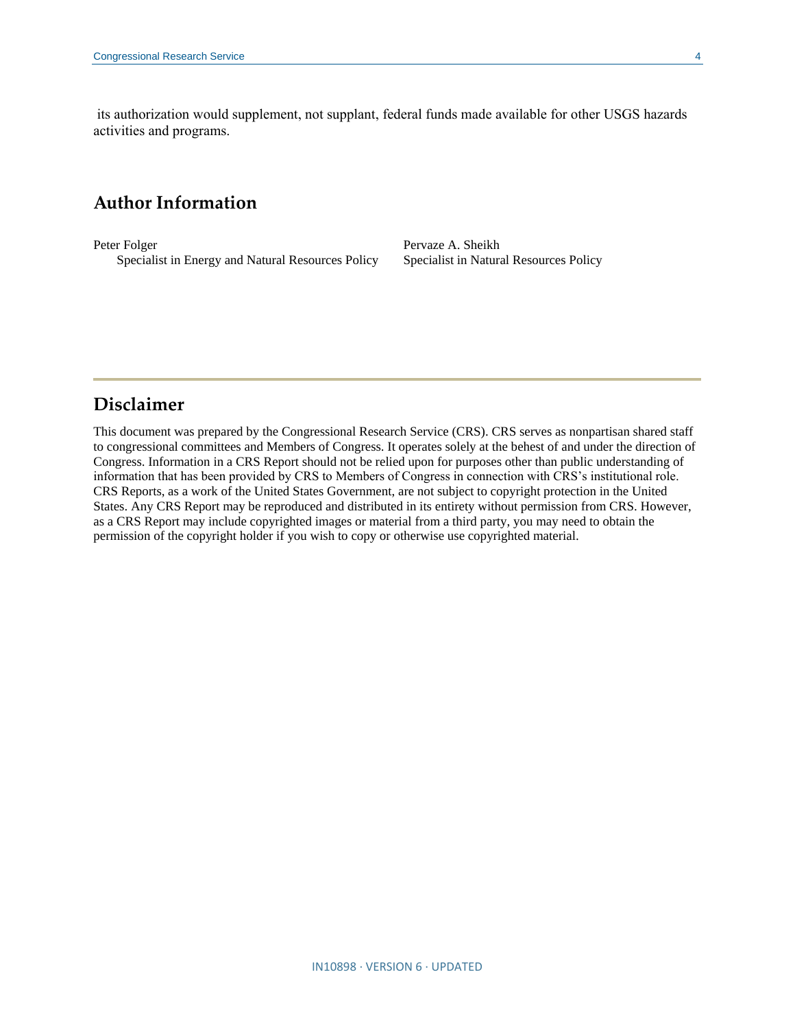its authorization would supplement, not supplant, federal funds made available for other USGS hazards activities and programs.

## Author Information

Peter Folger
Specialist in Energy and Natural Resources Policy

Pervaze A. Sheikh
Specialist in Natural Resources Policy

## Disclaimer

This document was prepared by the Congressional Research Service (CRS). CRS serves as nonpartisan shared staff to congressional committees and Members of Congress. It operates solely at the behest of and under the direction of Congress. Information in a CRS Report should not be relied upon for purposes other than public understanding of information that has been provided by CRS to Members of Congress in connection with CRS's institutional role. CRS Reports, as a work of the United States Government, are not subject to copyright protection in the United States. Any CRS Report may be reproduced and distributed in its entirety without permission from CRS. However, as a CRS Report may include copyrighted images or material from a third party, you may need to obtain the permission of the copyright holder if you wish to copy or otherwise use copyrighted material.

IN10898 · VERSION 6 · UPDATED